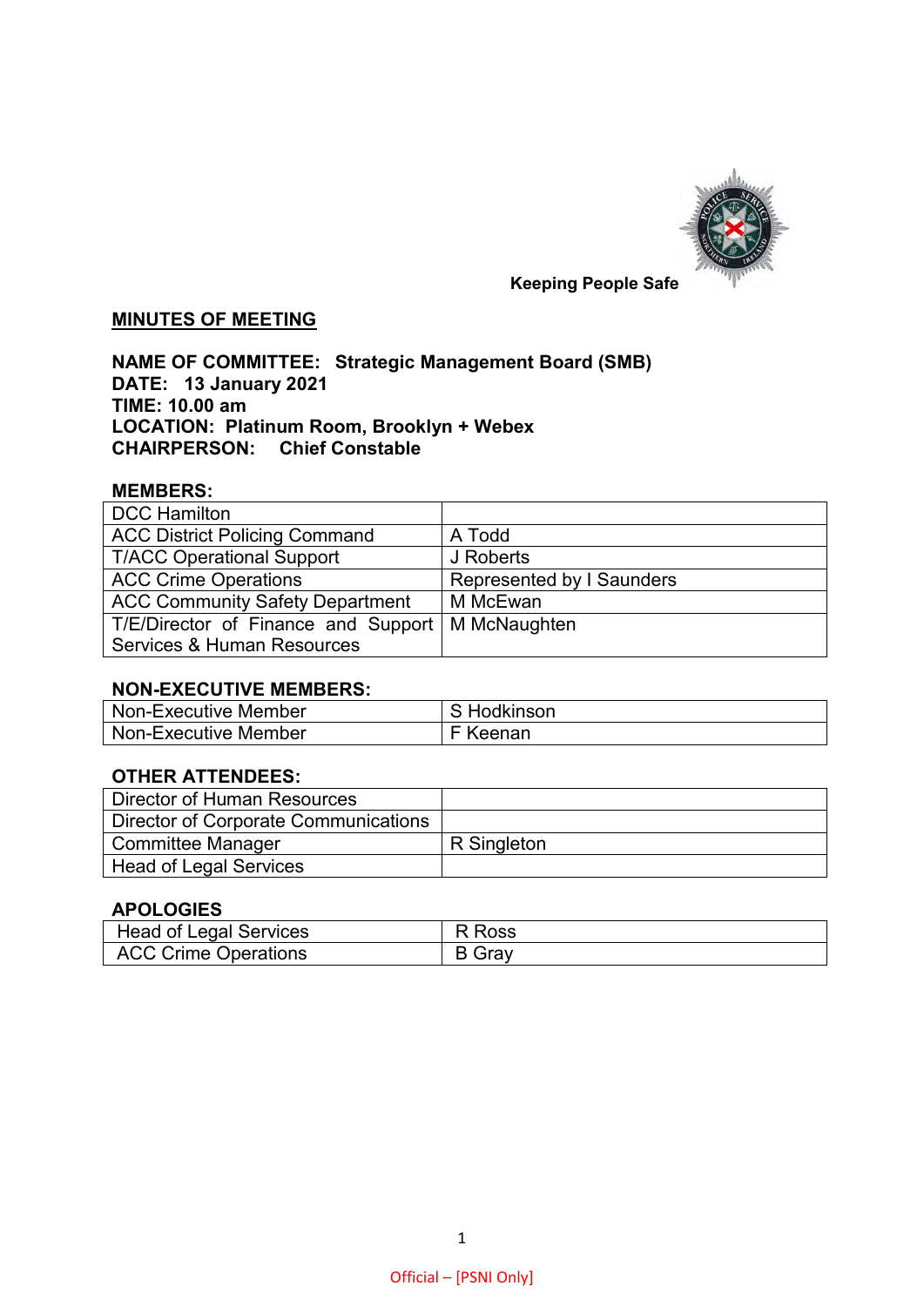Keeping People Safe

## MINUTES OF MEETING

**NAME OF COMMITTEE: Strategic Management Board (SMB)**
**DATE: 13 January 2021**
**TIME: 10.00 am**
**LOCATION: Platinum Room, Brooklyn + Webex**
**CHAIRPERSON: Chief Constable**

### MEMBERS:

| | |
|---|---|
| DCC Hamilton | |
| ACC District Policing Command | A Todd |
| T/ACC Operational Support | J Roberts |
| ACC Crime Operations | Represented by I Saunders |
| ACC Community Safety Department | M McEwan |
| T/E/Director of Finance and Support Services & Human Resources | M McNaughten |

### NON-EXECUTIVE MEMBERS:

| | |
|---|---|
| Non-Executive Member | S Hodkinson |
| Non-Executive Member | F Keenan |

### OTHER ATTENDEES:

| | |
|---|---|
| Director of Human Resources | |
| Director of Corporate Communications | |
| Committee Manager | R Singleton |
| Head of Legal Services | |

### APOLOGIES

| | |
|---|---|
| Head of Legal Services | R Ross |
| ACC Crime Operations | B Gray |

Official – [PSNI Only]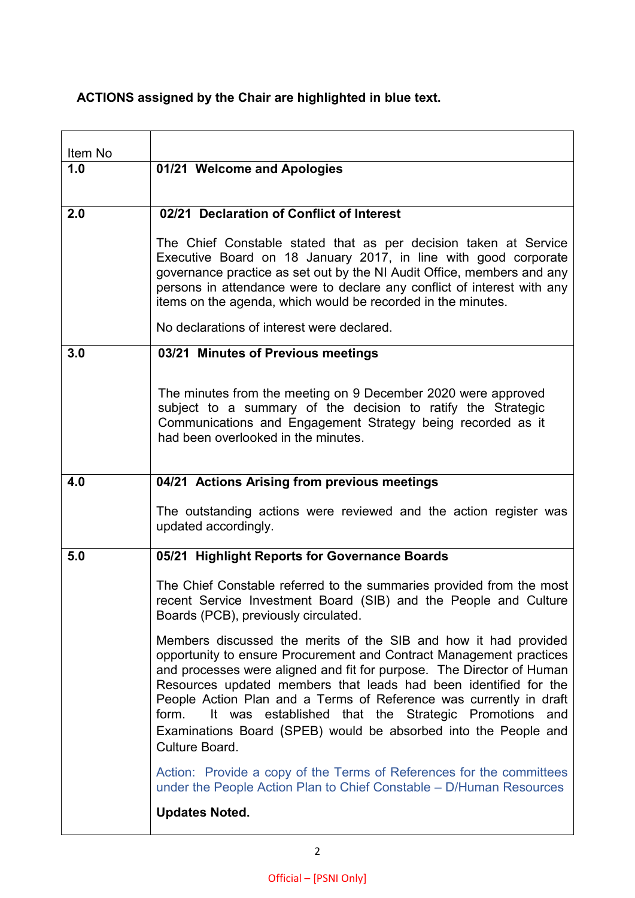**ACTIONS assigned by the Chair are highlighted in blue text.**

| Item No | |
|---|---|
| **1.0** | **01/21 Welcome and Apologies** |
| **2.0** | **02/21 Declaration of Conflict of Interest**<br><br>The Chief Constable stated that as per decision taken at Service Executive Board on 18 January 2017, in line with good corporate governance practice as set out by the NI Audit Office, members and any persons in attendance were to declare any conflict of interest with any items on the agenda, which would be recorded in the minutes.<br><br>No declarations of interest were declared. |
| **3.0** | **03/21 Minutes of Previous meetings**<br><br>The minutes from the meeting on 9 December 2020 were approved subject to a summary of the decision to ratify the Strategic Communications and Engagement Strategy being recorded as it had been overlooked in the minutes. |
| **4.0** | **04/21 Actions Arising from previous meetings**<br><br>The outstanding actions were reviewed and the action register was updated accordingly. |
| **5.0** | **05/21 Highlight Reports for Governance Boards**<br><br>The Chief Constable referred to the summaries provided from the most recent Service Investment Board (SIB) and the People and Culture Boards (PCB), previously circulated.<br><br>Members discussed the merits of the SIB and how it had provided opportunity to ensure Procurement and Contract Management practices and processes were aligned and fit for purpose. The Director of Human Resources updated members that leads had been identified for the People Action Plan and a Terms of Reference was currently in draft form. It was established that the Strategic Promotions and Examinations Board (SPEB) would be absorbed into the People and Culture Board.<br><br>Action: Provide a copy of the Terms of References for the committees under the People Action Plan to Chief Constable – D/Human Resources<br><br>**Updates Noted.** |

Official – [PSNI Only]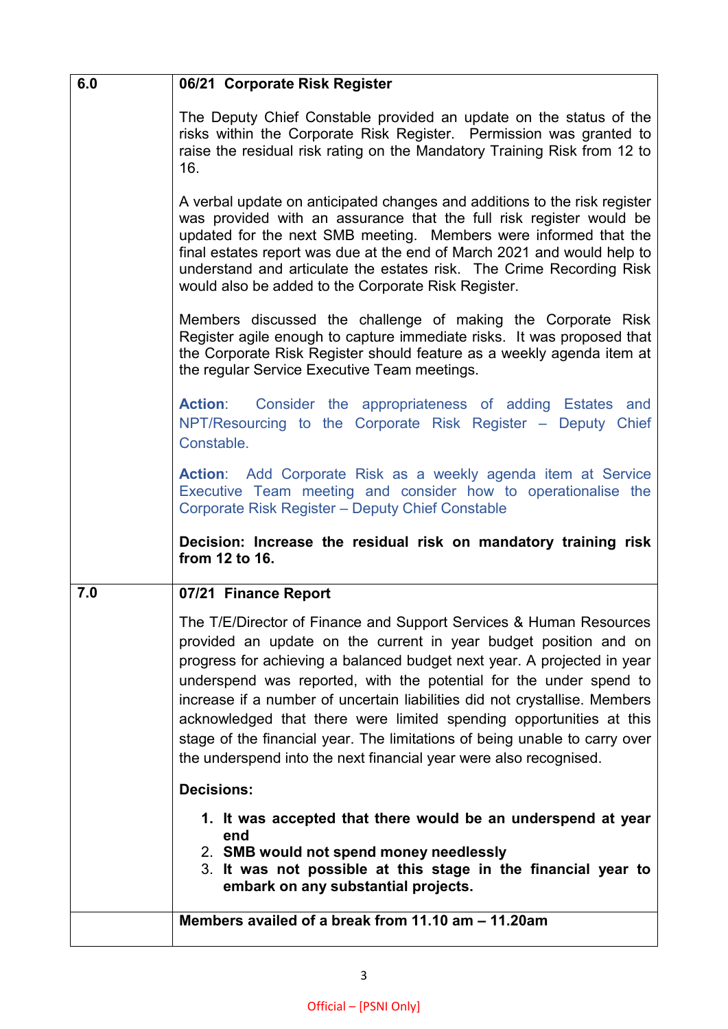| | |
|---|---|
| **6.0** | **06/21 Corporate Risk Register**<br><br>The Deputy Chief Constable provided an update on the status of the risks within the Corporate Risk Register. Permission was granted to raise the residual risk rating on the Mandatory Training Risk from 12 to 16.<br><br>A verbal update on anticipated changes and additions to the risk register was provided with an assurance that the full risk register would be updated for the next SMB meeting. Members were informed that the final estates report was due at the end of March 2021 and would help to understand and articulate the estates risk. The Crime Recording Risk would also be added to the Corporate Risk Register.<br><br>Members discussed the challenge of making the Corporate Risk Register agile enough to capture immediate risks. It was proposed that the Corporate Risk Register should feature as a weekly agenda item at the regular Service Executive Team meetings.<br><br>**Action**: Consider the appropriateness of adding Estates and NPT/Resourcing to the Corporate Risk Register – Deputy Chief Constable.<br><br>**Action**: Add Corporate Risk as a weekly agenda item at Service Executive Team meeting and consider how to operationalise the Corporate Risk Register – Deputy Chief Constable<br><br>**Decision: Increase the residual risk on mandatory training risk from 12 to 16.** |
| **7.0** | **07/21 Finance Report**<br><br>The T/E/Director of Finance and Support Services & Human Resources provided an update on the current in year budget position and on progress for achieving a balanced budget next year. A projected in year underspend was reported, with the potential for the under spend to increase if a number of uncertain liabilities did not crystallise. Members acknowledged that there were limited spending opportunities at this stage of the financial year. The limitations of being unable to carry over the underspend into the next financial year were also recognised.<br><br>**Decisions:**<br><br>1. **It was accepted that there would be an underspend at year end**<br>2. **SMB would not spend money needlessly**<br>3. **It was not possible at this stage in the financial year to embark on any substantial projects.** |
| | **Members availed of a break from 11.10 am – 11.20am** |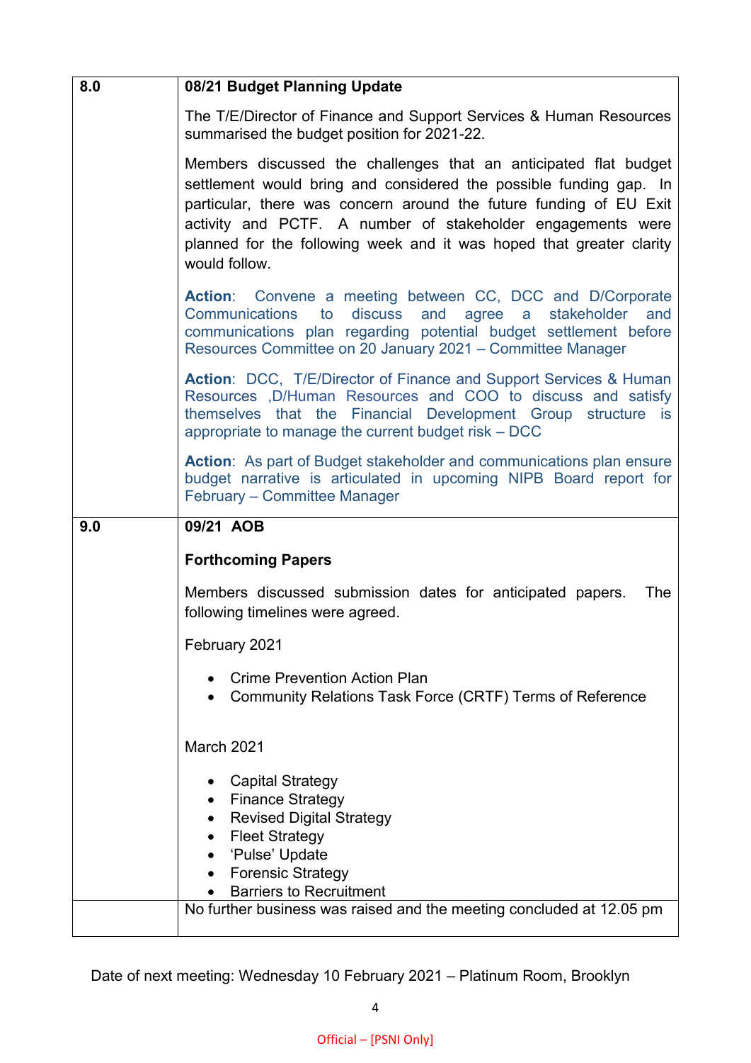| | |
|---|---|
| **8.0** | **08/21 Budget Planning Update**<br><br>The T/E/Director of Finance and Support Services & Human Resources summarised the budget position for 2021-22.<br><br>Members discussed the challenges that an anticipated flat budget settlement would bring and considered the possible funding gap. In particular, there was concern around the future funding of EU Exit activity and PCTF. A number of stakeholder engagements were planned for the following week and it was hoped that greater clarity would follow.<br><br>**Action**: Convene a meeting between CC, DCC and D/Corporate Communications to discuss and agree a stakeholder and communications plan regarding potential budget settlement before Resources Committee on 20 January 2021 – Committee Manager<br><br>**Action**: DCC, T/E/Director of Finance and Support Services & Human Resources ,D/Human Resources and COO to discuss and satisfy themselves that the Financial Development Group structure is appropriate to manage the current budget risk – DCC<br><br>**Action**: As part of Budget stakeholder and communications plan ensure budget narrative is articulated in upcoming NIPB Board report for February – Committee Manager |
| **9.0** | **09/21 AOB**<br><br>**Forthcoming Papers**<br><br>Members discussed submission dates for anticipated papers. The following timelines were agreed.<br><br>February 2021<br><br>• Crime Prevention Action Plan<br>• Community Relations Task Force (CRTF) Terms of Reference<br><br>March 2021<br><br>• Capital Strategy<br>• Finance Strategy<br>• Revised Digital Strategy<br>• Fleet Strategy<br>• 'Pulse' Update<br>• Forensic Strategy<br>• Barriers to Recruitment |
| | No further business was raised and the meeting concluded at 12.05 pm |

Date of next meeting: Wednesday 10 February 2021 – Platinum Room, Brooklyn

Official – [PSNI Only]